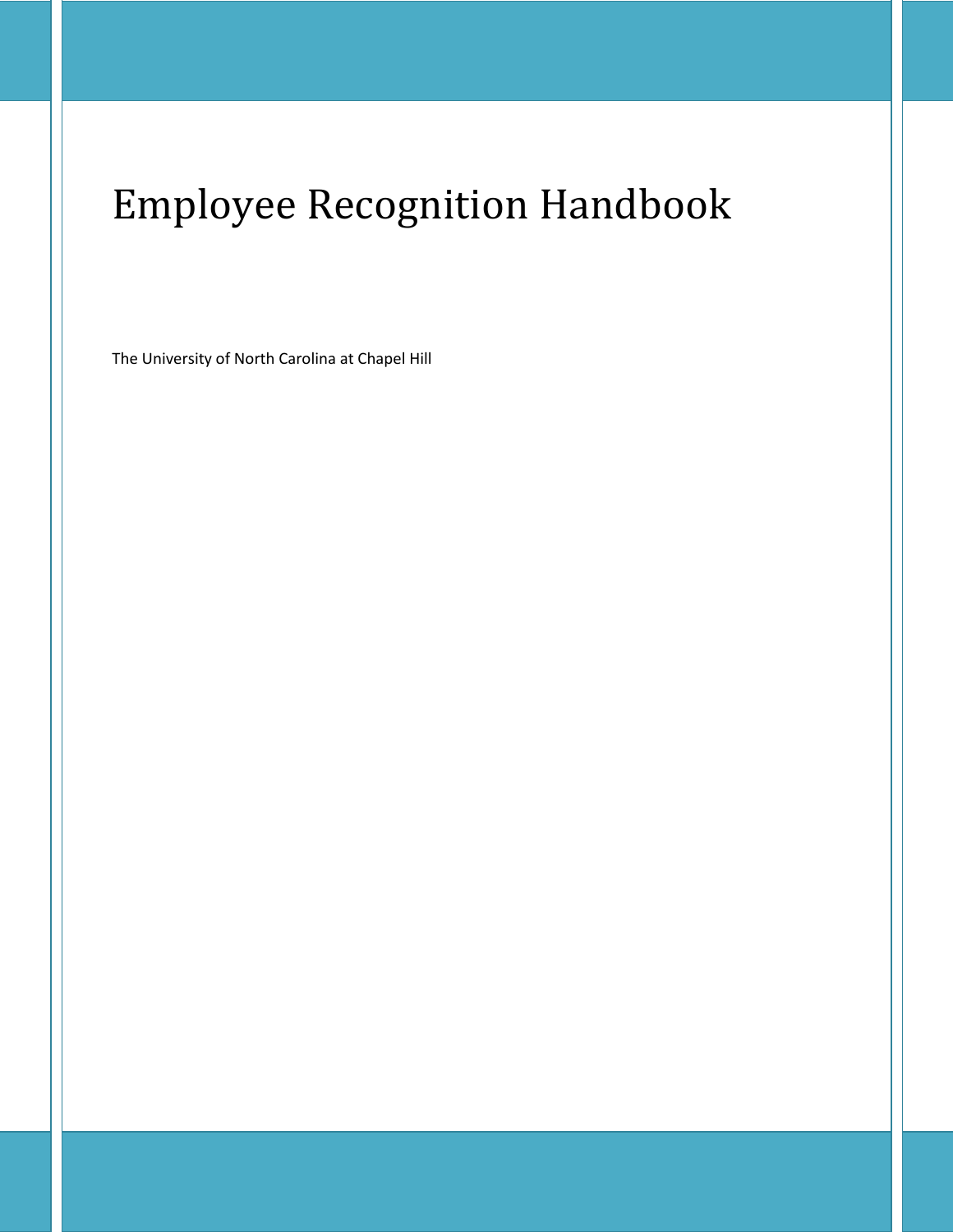# Employee Recognition Handbook

The University of North Carolina at Chapel Hill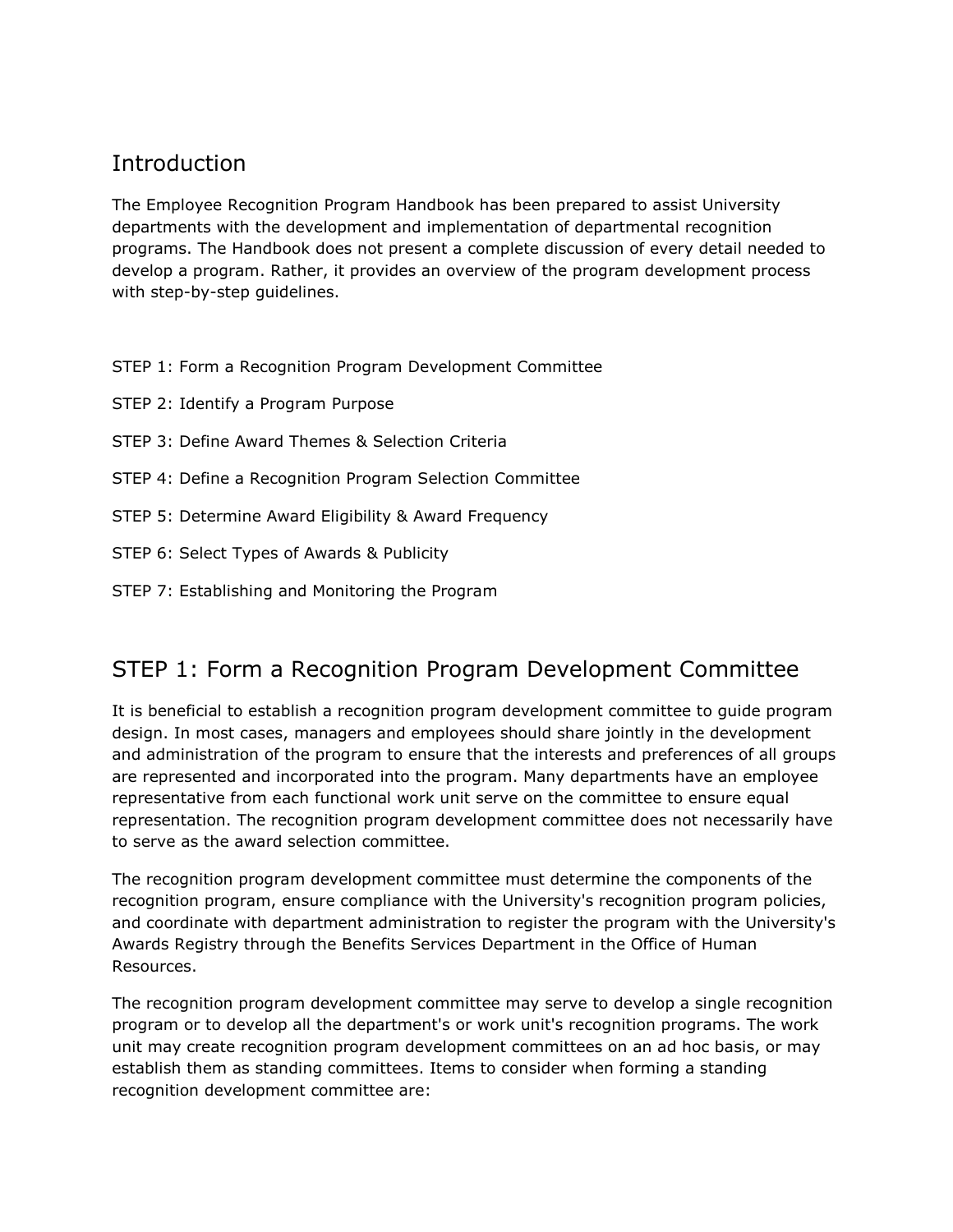## Introduction

The Employee Recognition Program Handbook has been prepared to assist University departments with the development and implementation of departmental recognition programs. The Handbook does not present a complete discussion of every detail needed to develop a program. Rather, it provides an overview of the program development process with step-by-step guidelines.

STEP 1: Form a Recognition Program Development Committee

STEP 2: Identify a Program Purpose

STEP 3: Define Award Themes & Selection Criteria

STEP 4: Define a Recognition Program Selection Committee

STEP 5: Determine Award Eligibility & Award Frequency

STEP 6: Select Types of Awards & Publicity

STEP 7: Establishing and Monitoring the Program

## STEP 1: Form a Recognition Program Development Committee

It is beneficial to establish a recognition program development committee to guide program design. In most cases, managers and employees should share jointly in the development and administration of the program to ensure that the interests and preferences of all groups are represented and incorporated into the program. Many departments have an employee representative from each functional work unit serve on the committee to ensure equal representation. The recognition program development committee does not necessarily have to serve as the award selection committee.

The recognition program development committee must determine the components of the recognition program, ensure compliance with the University's recognition program policies, and coordinate with department administration to register the program with the University's Awards Registry through the Benefits Services Department in the Office of Human Resources.

The recognition program development committee may serve to develop a single recognition program or to develop all the department's or work unit's recognition programs. The work unit may create recognition program development committees on an ad hoc basis, or may establish them as standing committees. Items to consider when forming a standing recognition development committee are: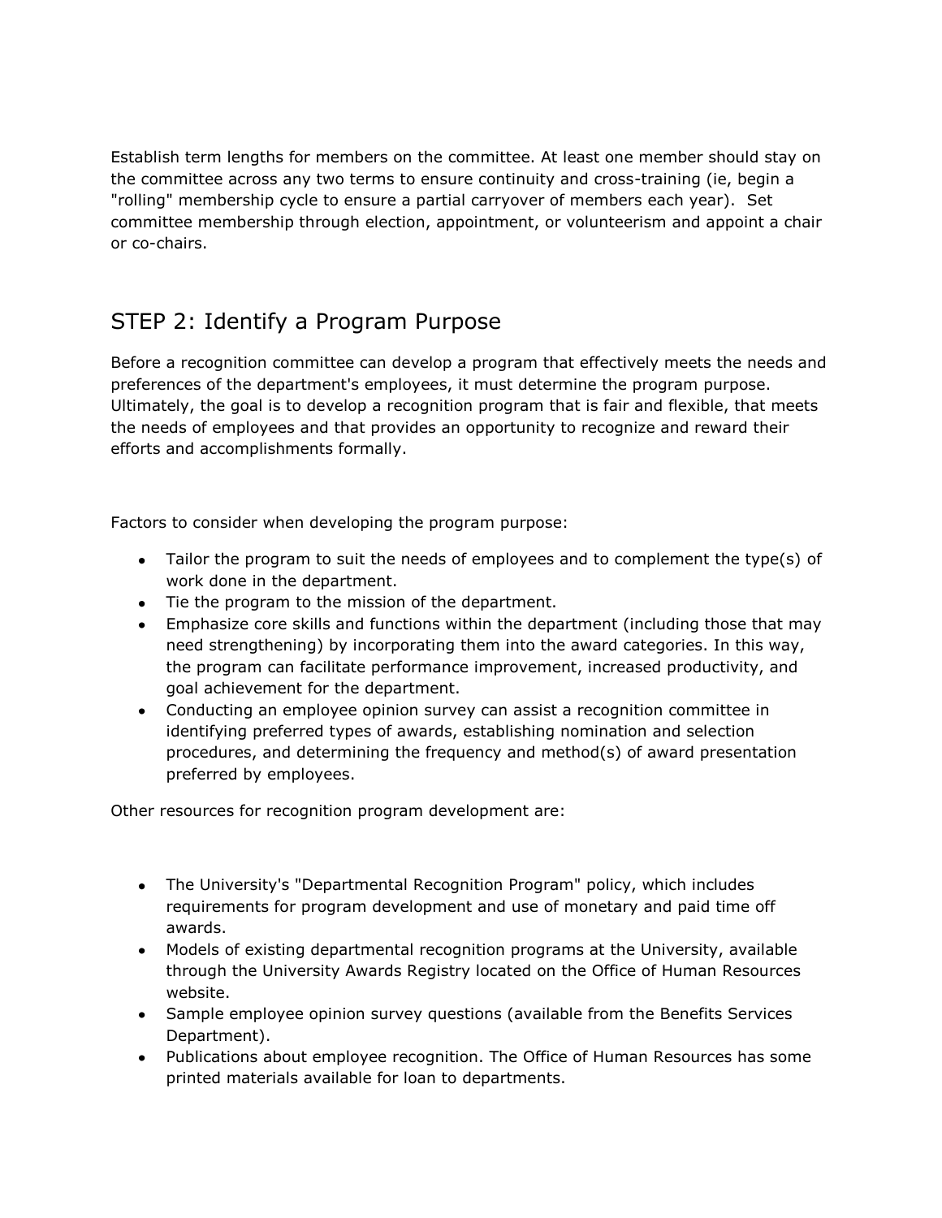Establish term lengths for members on the committee. At least one member should stay on the committee across any two terms to ensure continuity and cross-training (ie, begin a "rolling" membership cycle to ensure a partial carryover of members each year). Set committee membership through election, appointment, or volunteerism and appoint a chair or co-chairs.

## STEP 2: Identify a Program Purpose

Before a recognition committee can develop a program that effectively meets the needs and preferences of the department's employees, it must determine the program purpose. Ultimately, the goal is to develop a recognition program that is fair and flexible, that meets the needs of employees and that provides an opportunity to recognize and reward their efforts and accomplishments formally.

Factors to consider when developing the program purpose:

- Tailor the program to suit the needs of employees and to complement the type(s) of work done in the department.
- Tie the program to the mission of the department.
- Emphasize core skills and functions within the department (including those that may need strengthening) by incorporating them into the award categories. In this way, the program can facilitate performance improvement, increased productivity, and goal achievement for the department.
- Conducting an employee opinion survey can assist a recognition committee in identifying preferred types of awards, establishing nomination and selection procedures, and determining the frequency and method(s) of award presentation preferred by employees.

Other resources for recognition program development are:

- The University's "Departmental Recognition Program" policy, which includes requirements for program development and use of monetary and paid time off awards.
- Models of existing departmental recognition programs at the University, available through the University Awards Registry located on the Office of Human Resources website.
- Sample employee opinion survey questions (available from the Benefits Services Department).
- Publications about employee recognition. The Office of Human Resources has some printed materials available for loan to departments.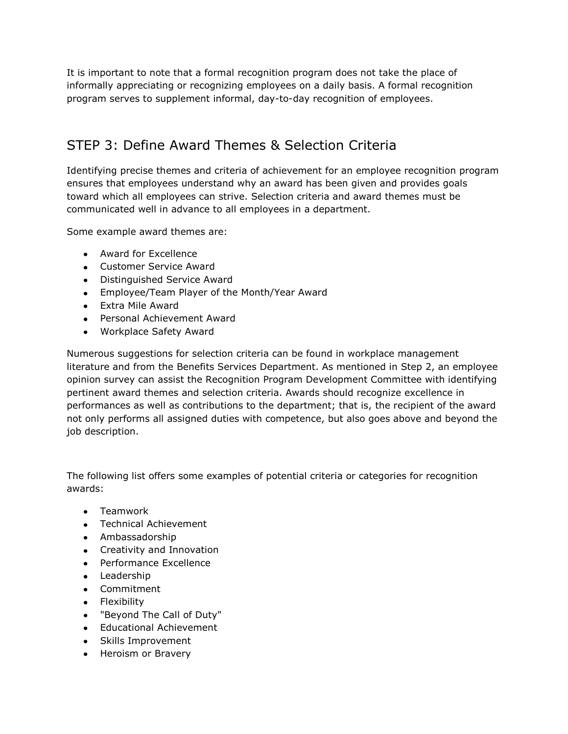It is important to note that a formal recognition program does not take the place of informally appreciating or recognizing employees on a daily basis. A formal recognition program serves to supplement informal, day-to-day recognition of employees.

## STEP 3: Define Award Themes & Selection Criteria

Identifying precise themes and criteria of achievement for an employee recognition program ensures that employees understand why an award has been given and provides goals toward which all employees can strive. Selection criteria and award themes must be communicated well in advance to all employees in a department.

Some example award themes are:

- Award for Excellence
- Customer Service Award
- Distinguished Service Award
- Employee/Team Player of the Month/Year Award
- Extra Mile Award
- Personal Achievement Award
- Workplace Safety Award

Numerous suggestions for selection criteria can be found in workplace management literature and from the Benefits Services Department. As mentioned in Step 2, an employee opinion survey can assist the Recognition Program Development Committee with identifying pertinent award themes and selection criteria. Awards should recognize excellence in performances as well as contributions to the department; that is, the recipient of the award not only performs all assigned duties with competence, but also goes above and beyond the job description.

The following list offers some examples of potential criteria or categories for recognition awards:

- Teamwork
- Technical Achievement
- Ambassadorship
- Creativity and Innovation
- Performance Excellence
- Leadership
- Commitment
- Flexibility
- "Beyond The Call of Duty"
- Educational Achievement
- Skills Improvement
- Heroism or Bravery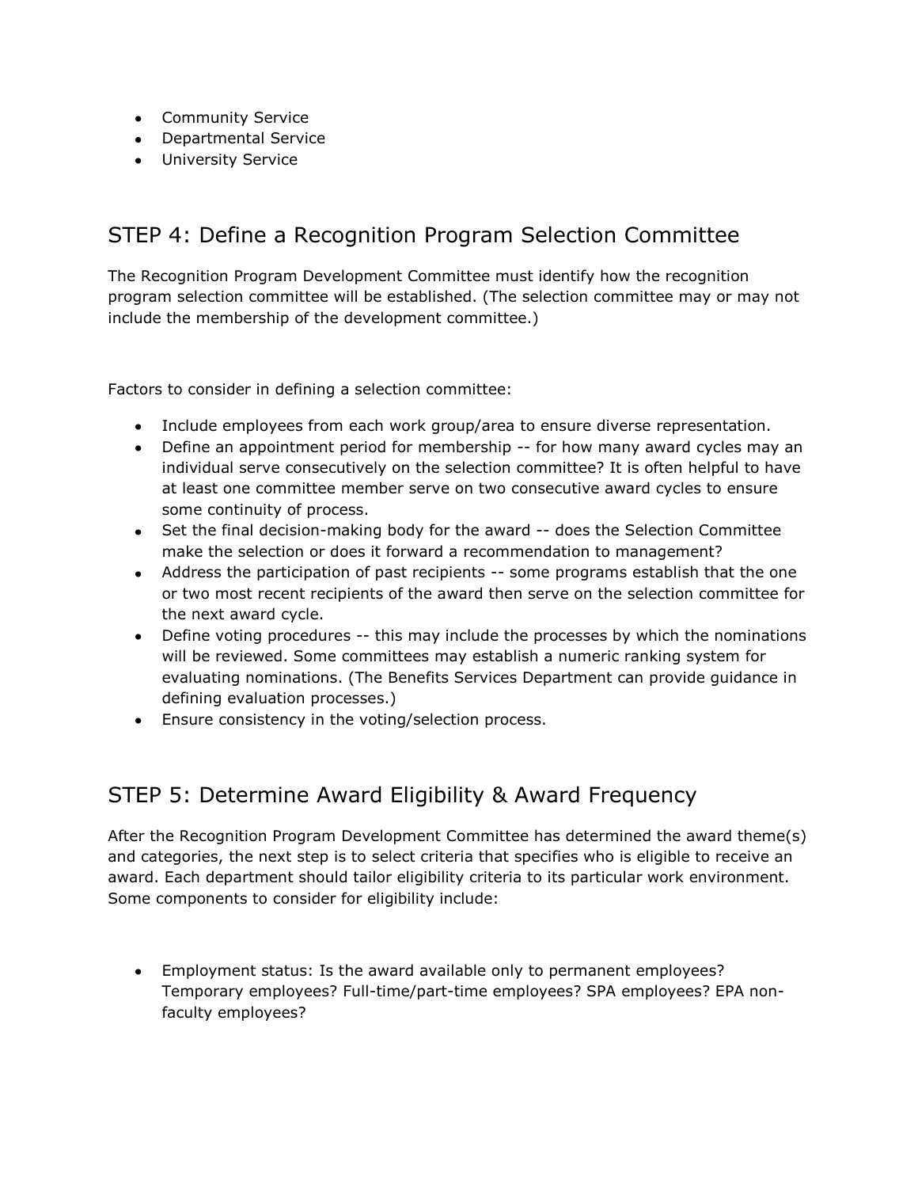- Community Service
- Departmental Service
- University Service

## STEP 4: Define a Recognition Program Selection Committee

The Recognition Program Development Committee must identify how the recognition program selection committee will be established. (The selection committee may or may not include the membership of the development committee.)

Factors to consider in defining a selection committee:

- Include employees from each work group/area to ensure diverse representation.
- Define an appointment period for membership -- for how many award cycles may an individual serve consecutively on the selection committee? It is often helpful to have at least one committee member serve on two consecutive award cycles to ensure some continuity of process.
- Set the final decision-making body for the award -- does the Selection Committee make the selection or does it forward a recommendation to management?
- Address the participation of past recipients -- some programs establish that the one or two most recent recipients of the award then serve on the selection committee for the next award cycle.
- Define voting procedures -- this may include the processes by which the nominations will be reviewed. Some committees may establish a numeric ranking system for evaluating nominations. (The Benefits Services Department can provide guidance in defining evaluation processes.)
- Ensure consistency in the voting/selection process.

## STEP 5: Determine Award Eligibility & Award Frequency

After the Recognition Program Development Committee has determined the award theme(s) and categories, the next step is to select criteria that specifies who is eligible to receive an award. Each department should tailor eligibility criteria to its particular work environment. Some components to consider for eligibility include:

- Employment status: Is the award available only to permanent employees? Temporary employees? Full-time/part-time employees? SPA employees? EPA non-faculty employees?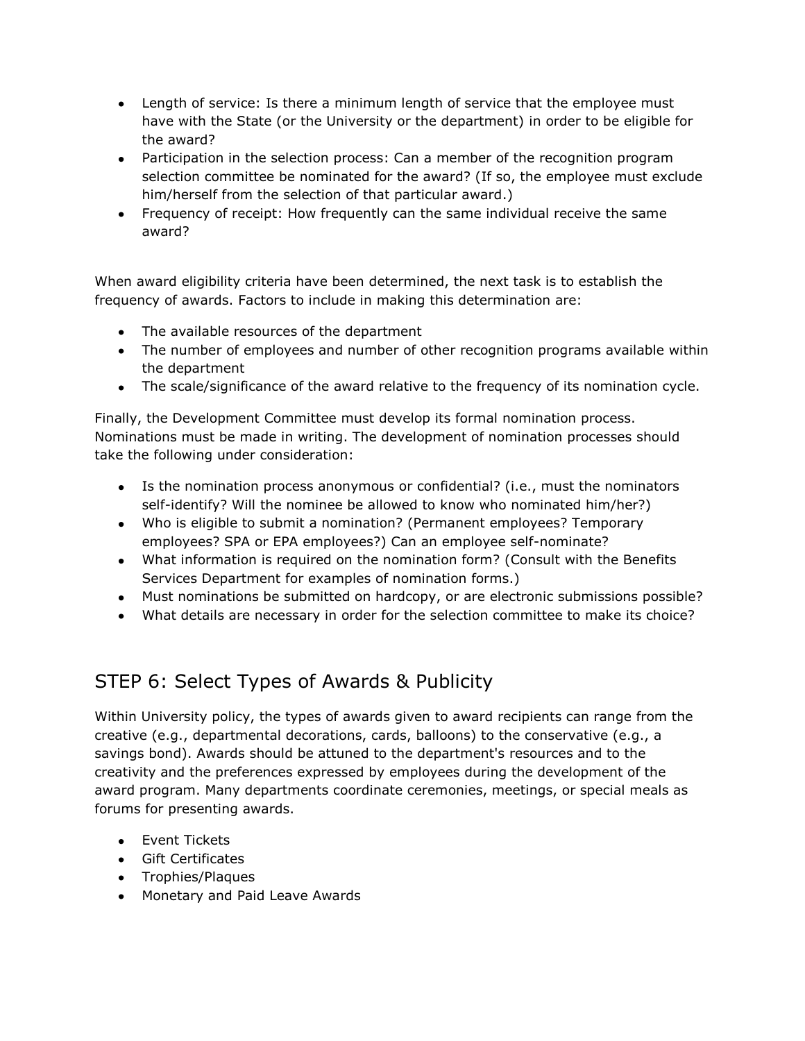- Length of service: Is there a minimum length of service that the employee must have with the State (or the University or the department) in order to be eligible for the award?
- Participation in the selection process: Can a member of the recognition program selection committee be nominated for the award? (If so, the employee must exclude him/herself from the selection of that particular award.)
- Frequency of receipt: How frequently can the same individual receive the same award?

When award eligibility criteria have been determined, the next task is to establish the frequency of awards. Factors to include in making this determination are:

- The available resources of the department
- The number of employees and number of other recognition programs available within the department
- The scale/significance of the award relative to the frequency of its nomination cycle.

Finally, the Development Committee must develop its formal nomination process. Nominations must be made in writing. The development of nomination processes should take the following under consideration:

- Is the nomination process anonymous or confidential? (i.e., must the nominators self-identify? Will the nominee be allowed to know who nominated him/her?)
- Who is eligible to submit a nomination? (Permanent employees? Temporary employees? SPA or EPA employees?) Can an employee self-nominate?
- What information is required on the nomination form? (Consult with the Benefits Services Department for examples of nomination forms.)
- Must nominations be submitted on hardcopy, or are electronic submissions possible?
- What details are necessary in order for the selection committee to make its choice?

## STEP 6: Select Types of Awards & Publicity

Within University policy, the types of awards given to award recipients can range from the creative (e.g., departmental decorations, cards, balloons) to the conservative (e.g., a savings bond). Awards should be attuned to the department's resources and to the creativity and the preferences expressed by employees during the development of the award program. Many departments coordinate ceremonies, meetings, or special meals as forums for presenting awards.

- Event Tickets
- Gift Certificates
- Trophies/Plaques
- Monetary and Paid Leave Awards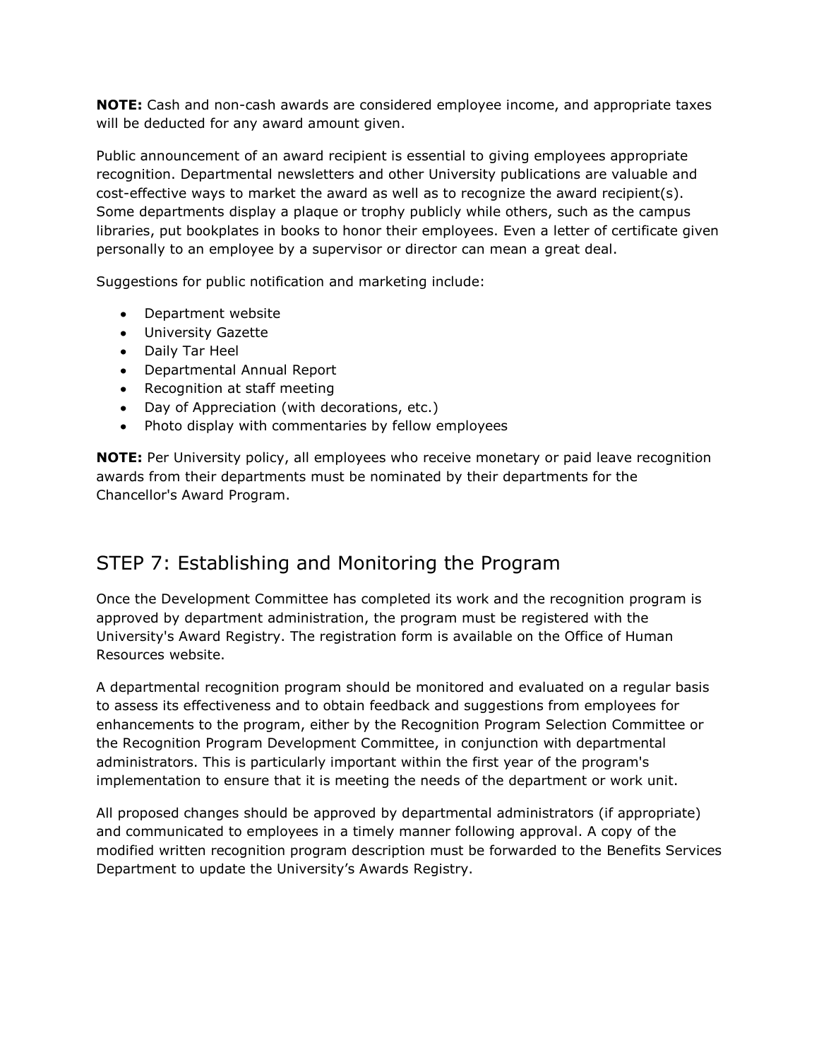**NOTE:** Cash and non-cash awards are considered employee income, and appropriate taxes will be deducted for any award amount given.

Public announcement of an award recipient is essential to giving employees appropriate recognition. Departmental newsletters and other University publications are valuable and cost-effective ways to market the award as well as to recognize the award recipient(s). Some departments display a plaque or trophy publicly while others, such as the campus libraries, put bookplates in books to honor their employees. Even a letter of certificate given personally to an employee by a supervisor or director can mean a great deal.

Suggestions for public notification and marketing include:

- Department website
- University Gazette
- Daily Tar Heel
- Departmental Annual Report
- Recognition at staff meeting
- Day of Appreciation (with decorations, etc.)
- Photo display with commentaries by fellow employees

**NOTE:** Per University policy, all employees who receive monetary or paid leave recognition awards from their departments must be nominated by their departments for the Chancellor's Award Program.

## STEP 7: Establishing and Monitoring the Program

Once the Development Committee has completed its work and the recognition program is approved by department administration, the program must be registered with the University's Award Registry. The registration form is available on the Office of Human Resources website.

A departmental recognition program should be monitored and evaluated on a regular basis to assess its effectiveness and to obtain feedback and suggestions from employees for enhancements to the program, either by the Recognition Program Selection Committee or the Recognition Program Development Committee, in conjunction with departmental administrators. This is particularly important within the first year of the program's implementation to ensure that it is meeting the needs of the department or work unit.

All proposed changes should be approved by departmental administrators (if appropriate) and communicated to employees in a timely manner following approval. A copy of the modified written recognition program description must be forwarded to the Benefits Services Department to update the University's Awards Registry.